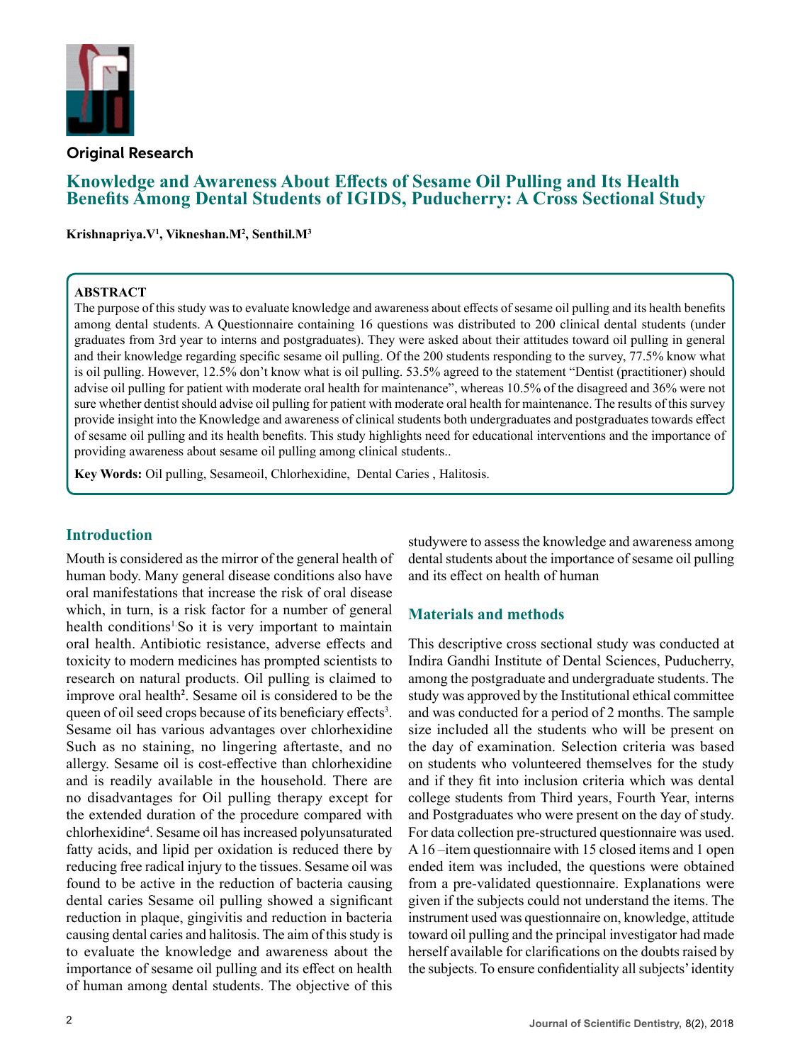Original Research

# Knowledge and Awareness About Effects of Sesame Oil Pulling and Its Health Benefits Among Dental Students of IGIDS, Puducherry: A Cross Sectional Study

**Krishnapriya.V[1], Vikneshan.M[2], Senthil.M[3]**

## ABSTRACT

The purpose of this study was to evaluate knowledge and awareness about effects of sesame oil pulling and its health benefits among dental students. A Questionnaire containing 16 questions was distributed to 200 clinical dental students (under graduates from 3rd year to interns and postgraduates). They were asked about their attitudes toward oil pulling in general and their knowledge regarding specific sesame oil pulling. Of the 200 students responding to the survey, 77.5% know what is oil pulling. However, 12.5% don't know what is oil pulling. 53.5% agreed to the statement "Dentist (practitioner) should advise oil pulling for patient with moderate oral health for maintenance", whereas 10.5% of the disagreed and 36% were not sure whether dentist should advise oil pulling for patient with moderate oral health for maintenance. The results of this survey provide insight into the Knowledge and awareness of clinical students both undergraduates and postgraduates towards effect of sesame oil pulling and its health benefits. This study highlights need for educational interventions and the importance of providing awareness about sesame oil pulling among clinical students..

**Key Words:** Oil pulling, Sesameoil, Chlorhexidine, Dental Caries , Halitosis.

## Introduction

Mouth is considered as the mirror of the general health of human body. Many general disease conditions also have oral manifestations that increase the risk of oral disease which, in turn, is a risk factor for a number of general health conditions[1]. So it is very important to maintain oral health. Antibiotic resistance, adverse effects and toxicity to modern medicines has prompted scientists to research on natural products. Oil pulling is claimed to improve oral health[2]. Sesame oil is considered to be the queen of oil seed crops because of its beneficiary effects[3]. Sesame oil has various advantages over chlorhexidine Such as no staining, no lingering aftertaste, and no allergy. Sesame oil is cost-effective than chlorhexidine and is readily available in the household. There are no disadvantages for Oil pulling therapy except for the extended duration of the procedure compared with chlorhexidine[4]. Sesame oil has increased polyunsaturated fatty acids, and lipid per oxidation is reduced there by reducing free radical injury to the tissues. Sesame oil was found to be active in the reduction of bacteria causing dental caries Sesame oil pulling showed a significant reduction in plaque, gingivitis and reduction in bacteria causing dental caries and halitosis. The aim of this study is to evaluate the knowledge and awareness about the importance of sesame oil pulling and its effect on health of human among dental students. The objective of this studywere to assess the knowledge and awareness among dental students about the importance of sesame oil pulling and its effect on health of human

## Materials and methods

This descriptive cross sectional study was conducted at Indira Gandhi Institute of Dental Sciences, Puducherry, among the postgraduate and undergraduate students. The study was approved by the Institutional ethical committee and was conducted for a period of 2 months. The sample size included all the students who will be present on the day of examination. Selection criteria was based on students who volunteered themselves for the study and if they fit into inclusion criteria which was dental college students from Third years, Fourth Year, interns and Postgraduates who were present on the day of study. For data collection pre-structured questionnaire was used. A 16 –item questionnaire with 15 closed items and 1 open ended item was included, the questions were obtained from a pre-validated questionnaire. Explanations were given if the subjects could not understand the items. The instrument used was questionnaire on, knowledge, attitude toward oil pulling and the principal investigator had made herself available for clarifications on the doubts raised by the subjects. To ensure confidentiality all subjects' identity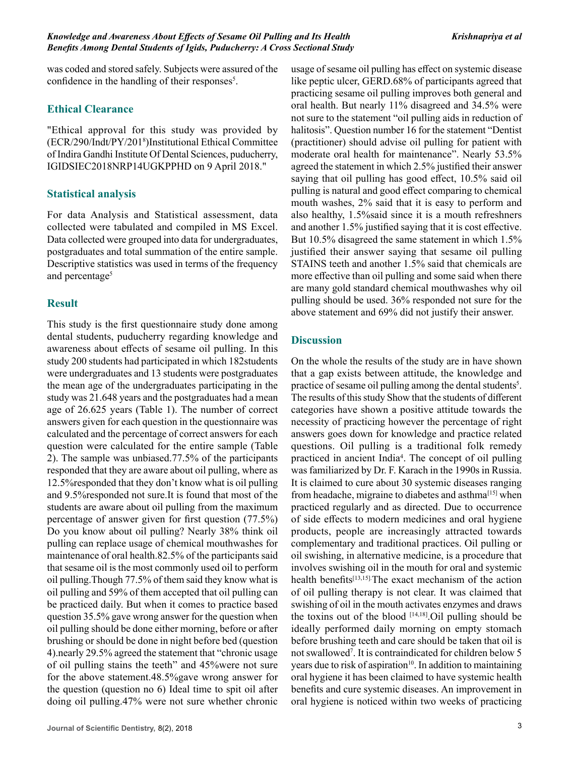was coded and stored safely. Subjects were assured of the confidence in the handling of their responses[5].

## Ethical Clearance

"Ethical approval for this study was provided by (ECR/290/Indt/PY/201[8])Institutional Ethical Committee of Indira Gandhi Institute Of Dental Sciences, puducherry, IGIDSIEC2018NRP14UGKPPHD on 9 April 2018."

## Statistical analysis

For data Analysis and Statistical assessment, data collected were tabulated and compiled in MS Excel. Data collected were grouped into data for undergraduates, postgraduates and total summation of the entire sample. Descriptive statistics was used in terms of the frequency and percentage[5]

## Result

This study is the first questionnaire study done among dental students, puducherry regarding knowledge and awareness about effects of sesame oil pulling. In this study 200 students had participated in which 182students were undergraduates and 13 students were postgraduates the mean age of the undergraduates participating in the study was 21.648 years and the postgraduates had a mean age of 26.625 years (Table 1). The number of correct answers given for each question in the questionnaire was calculated and the percentage of correct answers for each question were calculated for the entire sample (Table 2). The sample was unbiased.77.5% of the participants responded that they are aware about oil pulling, where as 12.5%responded that they don't know what is oil pulling and 9.5%responded not sure.It is found that most of the students are aware about oil pulling from the maximum percentage of answer given for first question (77.5%) Do you know about oil pulling? Nearly 38% think oil pulling can replace usage of chemical mouthwashes for maintenance of oral health.82.5% of the participants said that sesame oil is the most commonly used oil to perform oil pulling.Though 77.5% of them said they know what is oil pulling and 59% of them accepted that oil pulling can be practiced daily. But when it comes to practice based question 35.5% gave wrong answer for the question when oil pulling should be done either morning, before or after brushing or should be done in night before bed (question 4).nearly 29.5% agreed the statement that "chronic usage of oil pulling stains the teeth" and 45%were not sure for the above statement.48.5%gave wrong answer for the question (question no 6) Ideal time to spit oil after doing oil pulling.47% were not sure whether chronic usage of sesame oil pulling has effect on systemic disease like peptic ulcer, GERD.68% of participants agreed that practicing sesame oil pulling improves both general and oral health. But nearly 11% disagreed and 34.5% were not sure to the statement "oil pulling aids in reduction of halitosis". Question number 16 for the statement "Dentist (practitioner) should advise oil pulling for patient with moderate oral health for maintenance". Nearly 53.5% agreed the statement in which 2.5% justified their answer saying that oil pulling has good effect, 10.5% said oil pulling is natural and good effect comparing to chemical mouth washes, 2% said that it is easy to perform and also healthy, 1.5%said since it is a mouth refreshners and another 1.5% justified saying that it is cost effective. But 10.5% disagreed the same statement in which 1.5% justified their answer saying that sesame oil pulling STAINS teeth and another 1.5% said that chemicals are more effective than oil pulling and some said when there are many gold standard chemical mouthwashes why oil pulling should be used. 36% responded not sure for the above statement and 69% did not justify their answer.

## Discussion

On the whole the results of the study are in have shown that a gap exists between attitude, the knowledge and practice of sesame oil pulling among the dental students[5]. The results of this study Show that the students of different categories have shown a positive attitude towards the necessity of practicing however the percentage of right answers goes down for knowledge and practice related questions. Oil pulling is a traditional folk remedy practiced in ancient India[4]. The concept of oil pulling was familiarized by Dr. F. Karach in the 1990s in Russia. It is claimed to cure about 30 systemic diseases ranging from headache, migraine to diabetes and asthma[15] when practiced regularly and as directed. Due to occurrence of side effects to modern medicines and oral hygiene products, people are increasingly attracted towards complementary and traditional practices. Oil pulling or oil swishing, in alternative medicine, is a procedure that involves swishing oil in the mouth for oral and systemic health benefits[13,15].The exact mechanism of the action of oil pulling therapy is not clear. It was claimed that swishing of oil in the mouth activates enzymes and draws the toxins out of the blood [14,18].Oil pulling should be ideally performed daily morning on empty stomach before brushing teeth and care should be taken that oil is not swallowed[7]. It is contraindicated for children below 5 years due to risk of aspiration[10]. In addition to maintaining oral hygiene it has been claimed to have systemic health benefits and cure systemic diseases. An improvement in oral hygiene is noticed within two weeks of practicing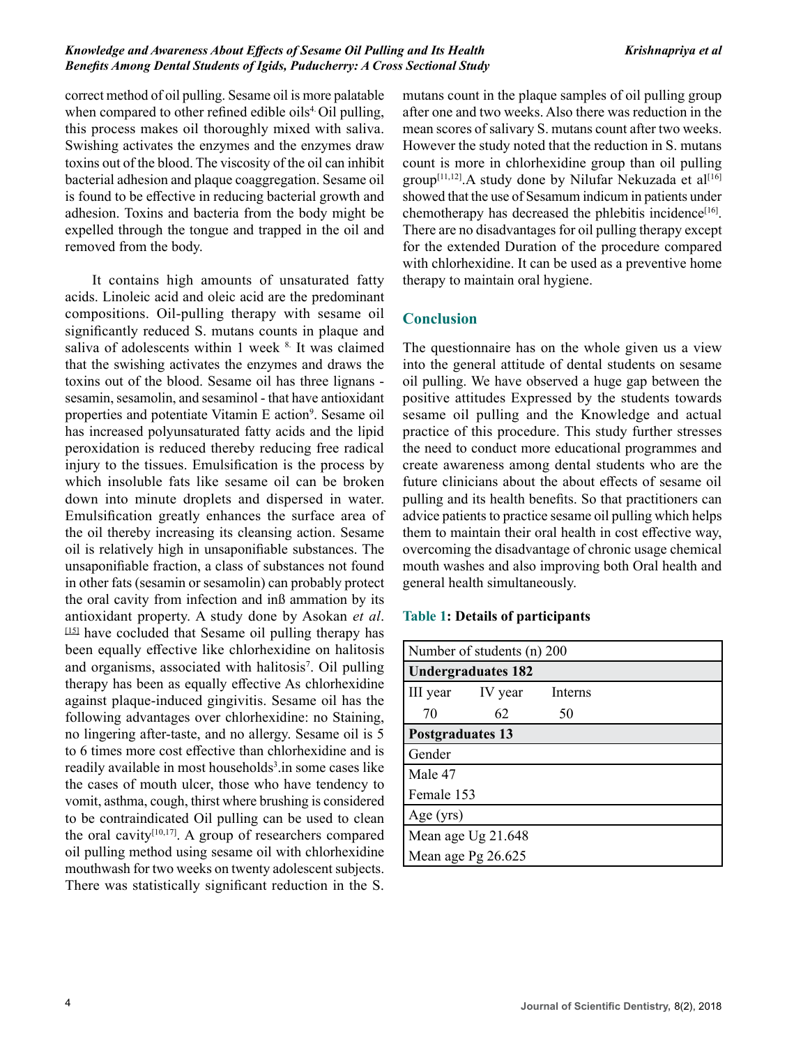correct method of oil pulling. Sesame oil is more palatable when compared to other refined edible oils[4.] Oil pulling, this process makes oil thoroughly mixed with saliva. Swishing activates the enzymes and the enzymes draw toxins out of the blood. The viscosity of the oil can inhibit bacterial adhesion and plaque coaggregation. Sesame oil is found to be effective in reducing bacterial growth and adhesion. Toxins and bacteria from the body might be expelled through the tongue and trapped in the oil and removed from the body.

It contains high amounts of unsaturated fatty acids. Linoleic acid and oleic acid are the predominant compositions. Oil-pulling therapy with sesame oil significantly reduced S. mutans counts in plaque and saliva of adolescents within 1 week [8.] It was claimed that the swishing activates the enzymes and draws the toxins out of the blood. Sesame oil has three lignans - sesamin, sesamolin, and sesaminol - that have antioxidant properties and potentiate Vitamin E action[9]. Sesame oil has increased polyunsaturated fatty acids and the lipid peroxidation is reduced thereby reducing free radical injury to the tissues. Emulsification is the process by which insoluble fats like sesame oil can be broken down into minute droplets and dispersed in water. Emulsification greatly enhances the surface area of the oil thereby increasing its cleansing action. Sesame oil is relatively high in unsaponifiable substances. The unsaponifiable fraction, a class of substances not found in other fats (sesamin or sesamolin) can probably protect the oral cavity from infection and inß ammation by its antioxidant property. A study done by Asokan *et al*.[15] have cocluded that Sesame oil pulling therapy has been equally effective like chlorhexidine on halitosis and organisms, associated with halitosis[7]. Oil pulling therapy has been as equally effective As chlorhexidine against plaque-induced gingivitis. Sesame oil has the following advantages over chlorhexidine: no Staining, no lingering after-taste, and no allergy. Sesame oil is 5 to 6 times more cost effective than chlorhexidine and is readily available in most households[3].in some cases like the cases of mouth ulcer, those who have tendency to vomit, asthma, cough, thirst where brushing is considered to be contraindicated Oil pulling can be used to clean the oral cavity[10,17]. A group of researchers compared oil pulling method using sesame oil with chlorhexidine mouthwash for two weeks on twenty adolescent subjects. There was statistically significant reduction in the S. mutans count in the plaque samples of oil pulling group after one and two weeks. Also there was reduction in the mean scores of salivary S. mutans count after two weeks. However the study noted that the reduction in S. mutans count is more in chlorhexidine group than oil pulling group[11,12].A study done by Nilufar Nekuzada et al[16] showed that the use of Sesamum indicum in patients under chemotherapy has decreased the phlebitis incidence[16]. There are no disadvantages for oil pulling therapy except for the extended Duration of the procedure compared with chlorhexidine. It can be used as a preventive home therapy to maintain oral hygiene.

## Conclusion

The questionnaire has on the whole given us a view into the general attitude of dental students on sesame oil pulling. We have observed a huge gap between the positive attitudes Expressed by the students towards sesame oil pulling and the Knowledge and actual practice of this procedure. This study further stresses the need to conduct more educational programmes and create awareness among dental students who are the future clinicians about the about effects of sesame oil pulling and its health benefits. So that practitioners can advice patients to practice sesame oil pulling which helps them to maintain their oral health in cost effective way, overcoming the disadvantage of chronic usage chemical mouth washes and also improving both Oral health and general health simultaneously.

**Table 1: Details of participants**

| Number of students (n) 200 | | |
|---|---|---|
| **Undergraduates 182** | | |
| III year | IV year | Interns |
| 70 | 62 | 50 |
| **Postgraduates 13** | | |
| Gender | | |
| Male 47 | | |
| Female 153 | | |
| Age (yrs) | | |
| Mean age Ug 21.648 | | |
| Mean age Pg 26.625 | | |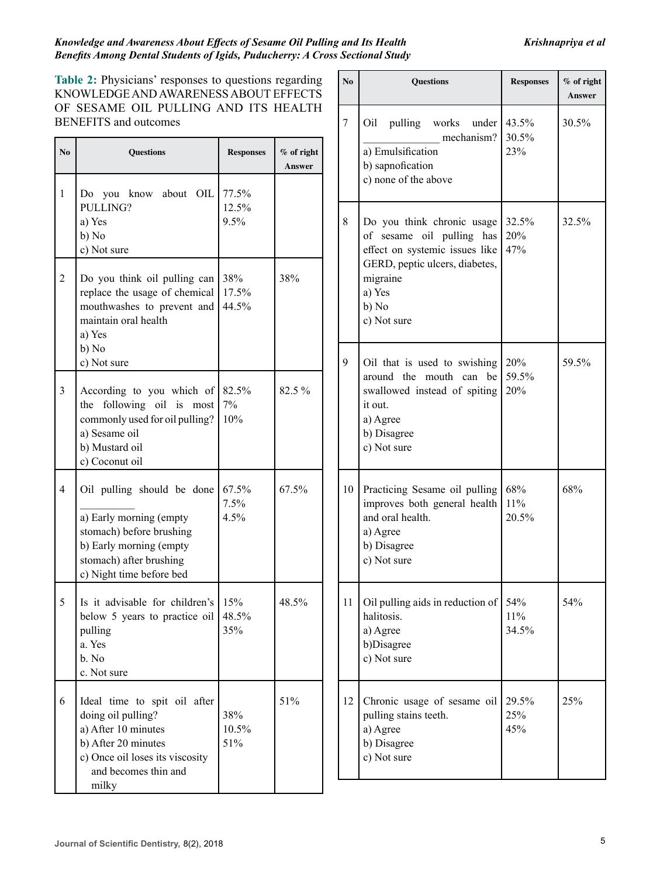**Table 2:** Physicians' responses to questions regarding KNOWLEDGE AND AWARENESS ABOUT EFFECTS OF SESAME OIL PULLING AND ITS HEALTH BENEFITS and outcomes

| No | Questions | Responses | % of right Answer |
|---|---|---|---|
| 1 | Do you know about OIL PULLING?<br>a) Yes<br>b) No<br>c) Not sure | 77.5%<br>12.5%<br>9.5% | |
| 2 | Do you think oil pulling can replace the usage of chemical mouthwashes to prevent and maintain oral health<br>a) Yes<br>b) No<br>c) Not sure | 38%<br>17.5%<br>44.5% | 38% |
| 3 | According to you which of the following oil is most commonly used for oil pulling?<br>a) Sesame oil<br>b) Mustard oil<br>c) Coconut oil | 82.5%<br>7%<br>10% | 82.5 % |
| 4 | Oil pulling should be done __________<br>a) Early morning (empty stomach) before brushing<br>b) Early morning (empty stomach) after brushing<br>c) Night time before bed | 67.5%<br>7.5%<br>4.5% | 67.5% |
| 5 | Is it advisable for children's below 5 years to practice oil pulling<br>a. Yes<br>b. No<br>c. Not sure | 15%<br>48.5%<br>35% | 48.5% |
| 6 | Ideal time to spit oil after doing oil pulling?<br>a) After 10 minutes<br>b) After 20 minutes<br>c) Once oil loses its viscosity and becomes thin and milky | 38%<br>10.5%<br>51% | 51% |
| 7 | Oil pulling works under ______________ mechanism?<br>a) Emulsification<br>b) sapnofication<br>c) none of the above | 43.5%<br>30.5%<br>23% | 30.5% |
| 8 | Do you think chronic usage of sesame oil pulling has effect on systemic issues like GERD, peptic ulcers, diabetes, migraine<br>a) Yes<br>b) No<br>c) Not sure | 32.5%<br>20%<br>47% | 32.5% |
| 9 | Oil that is used to swishing around the mouth can be swallowed instead of spiting it out.<br>a) Agree<br>b) Disagree<br>c) Not sure | 20%<br>59.5%<br>20% | 59.5% |
| 10 | Practicing Sesame oil pulling improves both general health and oral health.<br>a) Agree<br>b) Disagree<br>c) Not sure | 68%<br>11%<br>20.5% | 68% |
| 11 | Oil pulling aids in reduction of halitosis.<br>a) Agree<br>b)Disagree<br>c) Not sure | 54%<br>11%<br>34.5% | 54% |
| 12 | Chronic usage of sesame oil pulling stains teeth.<br>a) Agree<br>b) Disagree<br>c) Not sure | 29.5%<br>25%<br>45% | 25% |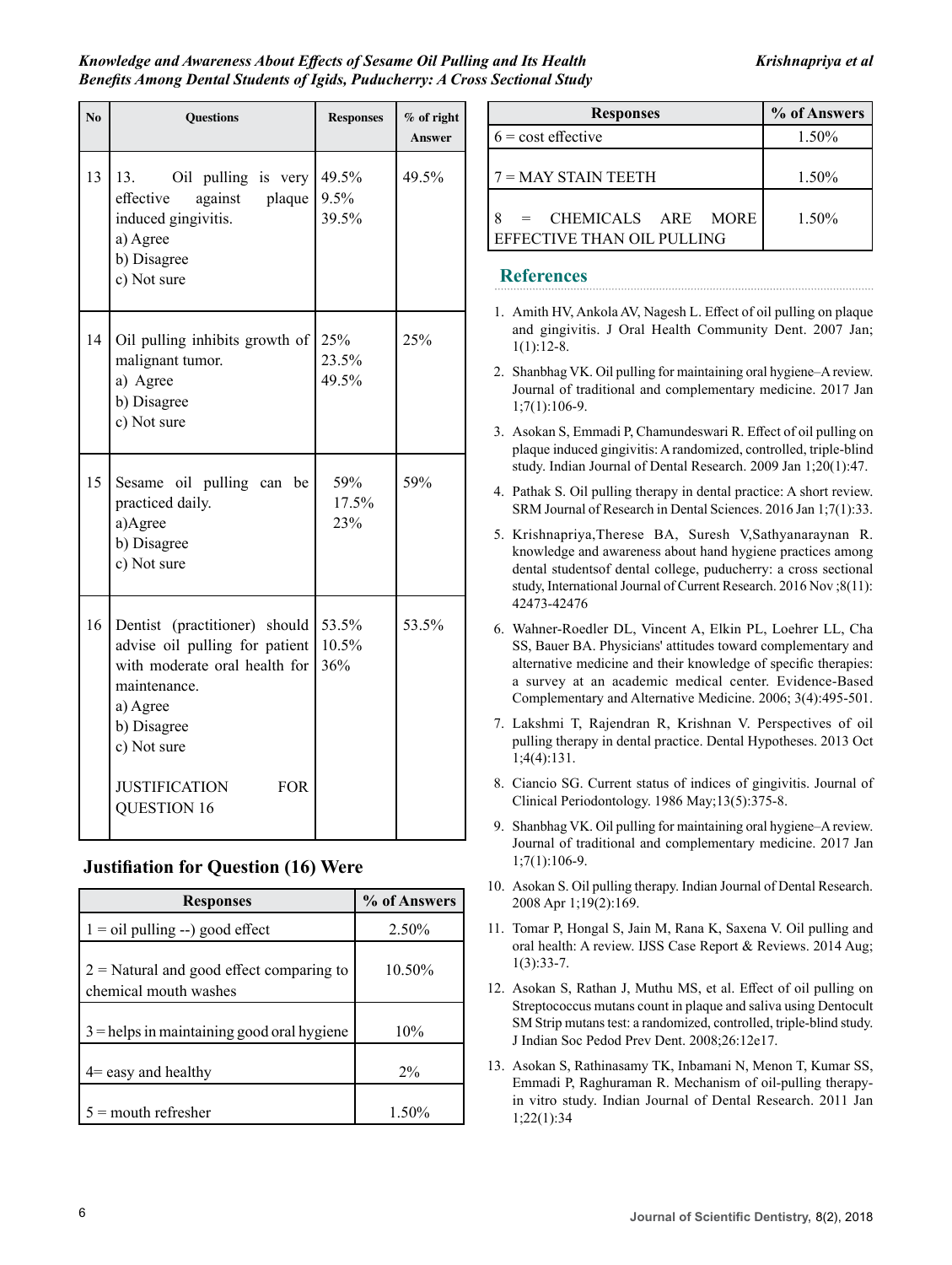| No | Questions | Responses | % of right Answer |
|---|---|---|---|
| 13 | 13. Oil pulling is very effective against plaque induced gingivitis.<br>a) Agree<br>b) Disagree<br>c) Not sure | 49.5%<br>9.5%<br>39.5% | 49.5% |
| 14 | Oil pulling inhibits growth of malignant tumor.<br>a) Agree<br>b) Disagree<br>c) Not sure | 25%<br>23.5%<br>49.5% | 25% |
| 15 | Sesame oil pulling can be practiced daily.<br>a)Agree<br>b) Disagree<br>c) Not sure | 59%<br>17.5%<br>23% | 59% |
| 16 | Dentist (practitioner) should advise oil pulling for patient with moderate oral health for maintenance.<br>a) Agree<br>b) Disagree<br>c) Not sure<br><br>JUSTIFICATION FOR QUESTION 16 | 53.5%<br>10.5%<br>36% | 53.5% |

### Justifiation for Question (16) Were

| Responses | % of Answers |
|---|---|
| 1 = oil pulling --) good effect | 2.50% |
| 2 = Natural and good effect comparing to chemical mouth washes | 10.50% |
| 3 = helps in maintaining good oral hygiene | 10% |
| 4= easy and healthy | 2% |
| 5 = mouth refresher | 1.50% |
| 6 = cost effective | 1.50% |
| 7 = MAY STAIN TEETH | 1.50% |
| 8 = CHEMICALS ARE MORE EFFECTIVE THAN OIL PULLING | 1.50% |

## References

1. Amith HV, Ankola AV, Nagesh L. Effect of oil pulling on plaque and gingivitis. J Oral Health Community Dent. 2007 Jan; 1(1):12-8.
2. Shanbhag VK. Oil pulling for maintaining oral hygiene–A review. Journal of traditional and complementary medicine. 2017 Jan 1;7(1):106-9.
3. Asokan S, Emmadi P, Chamundeswari R. Effect of oil pulling on plaque induced gingivitis: A randomized, controlled, triple-blind study. Indian Journal of Dental Research. 2009 Jan 1;20(1):47.
4. Pathak S. Oil pulling therapy in dental practice: A short review. SRM Journal of Research in Dental Sciences. 2016 Jan 1;7(1):33.
5. Krishnapriya,Therese BA, Suresh V,Sathyanaraynan R. knowledge and awareness about hand hygiene practices among dental studentsof dental college, puducherry: a cross sectional study, International Journal of Current Research. 2016 Nov ;8(11): 42473-42476
6. Wahner-Roedler DL, Vincent A, Elkin PL, Loehrer LL, Cha SS, Bauer BA. Physicians' attitudes toward complementary and alternative medicine and their knowledge of specific therapies: a survey at an academic medical center. Evidence-Based Complementary and Alternative Medicine. 2006; 3(4):495-501.
7. Lakshmi T, Rajendran R, Krishnan V. Perspectives of oil pulling therapy in dental practice. Dental Hypotheses. 2013 Oct 1;4(4):131.
8. Ciancio SG. Current status of indices of gingivitis. Journal of Clinical Periodontology. 1986 May;13(5):375-8.
9. Shanbhag VK. Oil pulling for maintaining oral hygiene–A review. Journal of traditional and complementary medicine. 2017 Jan 1;7(1):106-9.
10. Asokan S. Oil pulling therapy. Indian Journal of Dental Research. 2008 Apr 1;19(2):169.
11. Tomar P, Hongal S, Jain M, Rana K, Saxena V. Oil pulling and oral health: A review. IJSS Case Report & Reviews. 2014 Aug; 1(3):33-7.
12. Asokan S, Rathan J, Muthu MS, et al. Effect of oil pulling on Streptococcus mutans count in plaque and saliva using Dentocult SM Strip mutans test: a randomized, controlled, triple-blind study. J Indian Soc Pedod Prev Dent. 2008;26:12e17.
13. Asokan S, Rathinasamy TK, Inbamani N, Menon T, Kumar SS, Emmadi P, Raghuraman R. Mechanism of oil-pulling therapy-in vitro study. Indian Journal of Dental Research. 2011 Jan 1;22(1):34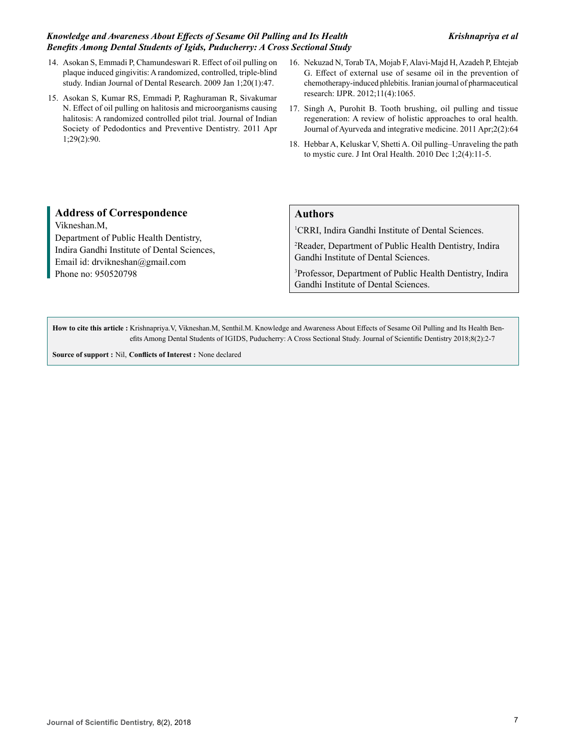14. Asokan S, Emmadi P, Chamundeswari R. Effect of oil pulling on plaque induced gingivitis: A randomized, controlled, triple-blind study. Indian Journal of Dental Research. 2009 Jan 1;20(1):47.
15. Asokan S, Kumar RS, Emmadi P, Raghuraman R, Sivakumar N. Effect of oil pulling on halitosis and microorganisms causing halitosis: A randomized controlled pilot trial. Journal of Indian Society of Pedodontics and Preventive Dentistry. 2011 Apr 1;29(2):90.
16. Nekuzad N, Torab TA, Mojab F, Alavi-Majd H, Azadeh P, Ehtejab G. Effect of external use of sesame oil in the prevention of chemotherapy-induced phlebitis. Iranian journal of pharmaceutical research: IJPR. 2012;11(4):1065.
17. Singh A, Purohit B. Tooth brushing, oil pulling and tissue regeneration: A review of holistic approaches to oral health. Journal of Ayurveda and integrative medicine. 2011 Apr;2(2):64
18. Hebbar A, Keluskar V, Shetti A. Oil pulling–Unraveling the path to mystic cure. J Int Oral Health. 2010 Dec 1;2(4):11-5.

## Address of Correspondence

Vikneshan.M,
Department of Public Health Dentistry,
Indira Gandhi Institute of Dental Sciences,
Email id: drvikneshan@gmail.com
Phone no: 950520798

## Authors

[1]CRRI, Indira Gandhi Institute of Dental Sciences.

[2]Reader, Department of Public Health Dentistry, Indira Gandhi Institute of Dental Sciences.

[3]Professor, Department of Public Health Dentistry, Indira Gandhi Institute of Dental Sciences.

**How to cite this article :** Krishnapriya.V, Vikneshan.M, Senthil.M. Knowledge and Awareness About Effects of Sesame Oil Pulling and Its Health Benefits Among Dental Students of IGIDS, Puducherry: A Cross Sectional Study. Journal of Scientific Dentistry 2018;8(2):2-7

**Source of support :** Nil, **Conflicts of Interest :** None declared